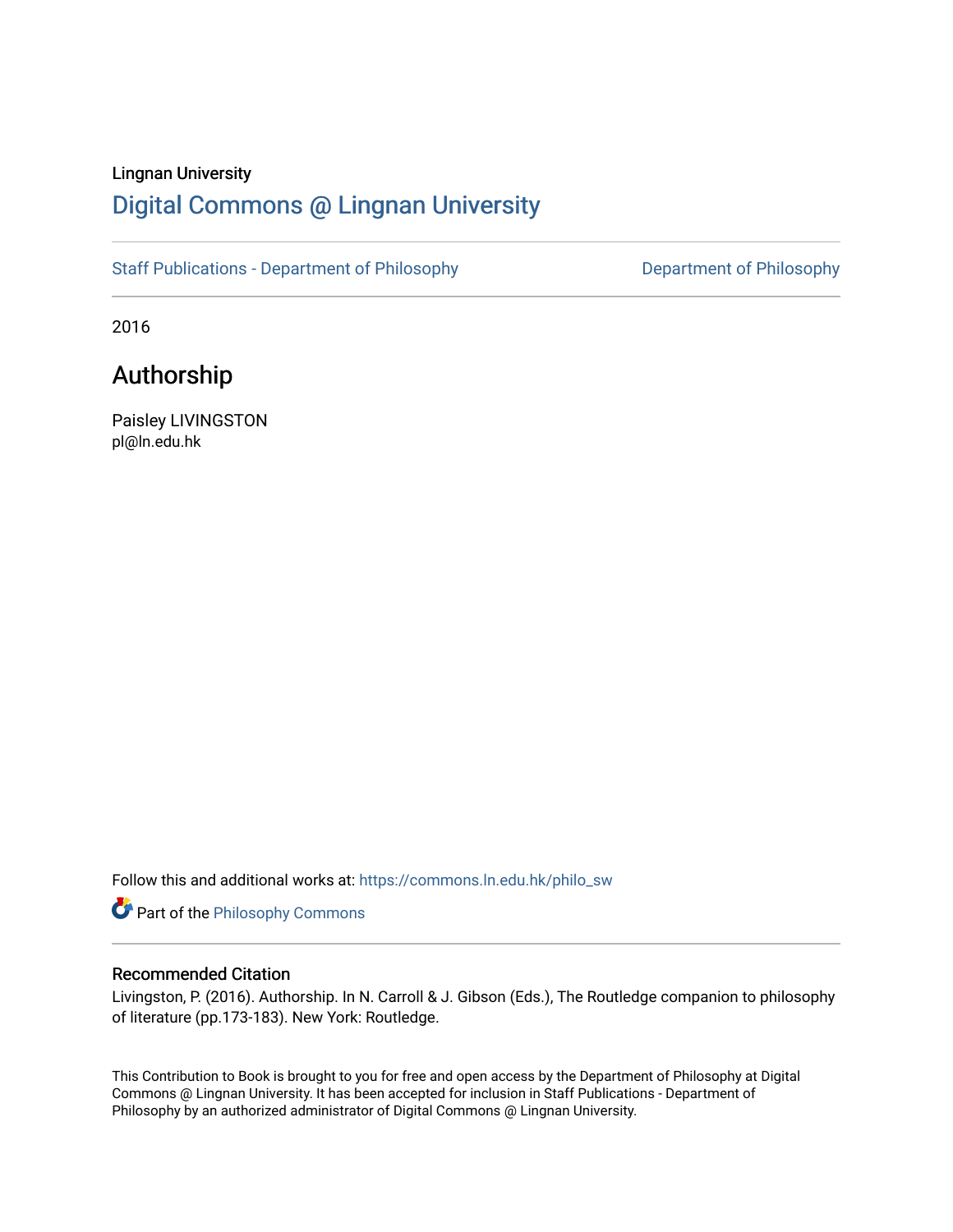Lingnan University

# Digital Commons @ Lingnan University

Staff Publications - Department of Philosophy

Department of Philosophy

2016

## Authorship

Paisley LIVINGSTON
pl@ln.edu.hk

Follow this and additional works at: https://commons.ln.edu.hk/philo_sw

Part of the Philosophy Commons

### Recommended Citation

Livingston, P. (2016). Authorship. In N. Carroll & J. Gibson (Eds.), The Routledge companion to philosophy of literature (pp.173-183). New York: Routledge.

This Contribution to Book is brought to you for free and open access by the Department of Philosophy at Digital Commons @ Lingnan University. It has been accepted for inclusion in Staff Publications - Department of Philosophy by an authorized administrator of Digital Commons @ Lingnan University.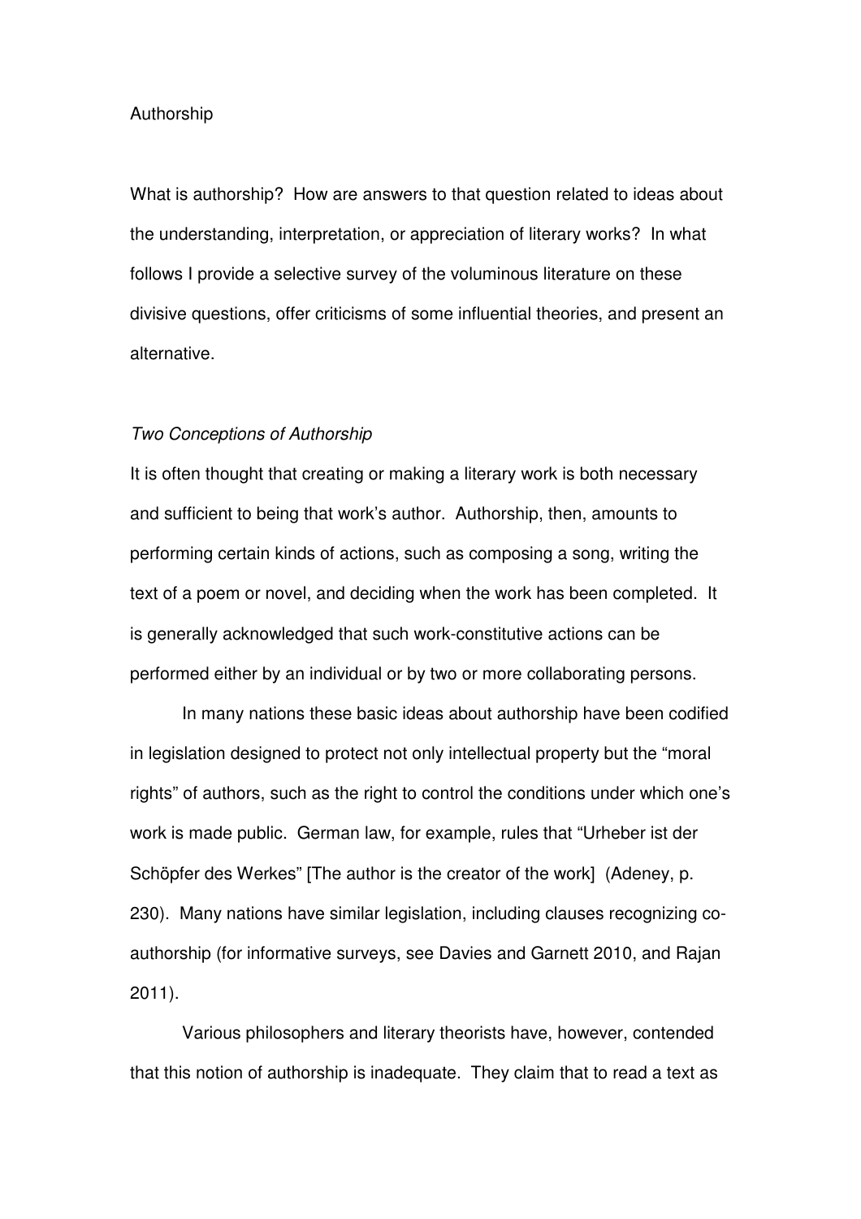# Authorship

What is authorship? How are answers to that question related to ideas about the understanding, interpretation, or appreciation of literary works? In what follows I provide a selective survey of the voluminous literature on these divisive questions, offer criticisms of some influential theories, and present an alternative.

## *Two Conceptions of Authorship*

It is often thought that creating or making a literary work is both necessary and sufficient to being that work's author. Authorship, then, amounts to performing certain kinds of actions, such as composing a song, writing the text of a poem or novel, and deciding when the work has been completed. It is generally acknowledged that such work-constitutive actions can be performed either by an individual or by two or more collaborating persons.

In many nations these basic ideas about authorship have been codified in legislation designed to protect not only intellectual property but the "moral rights" of authors, such as the right to control the conditions under which one's work is made public. German law, for example, rules that "Urheber ist der Schöpfer des Werkes" [The author is the creator of the work] (Adeney, p. 230). Many nations have similar legislation, including clauses recognizing co-authorship (for informative surveys, see Davies and Garnett 2010, and Rajan 2011).

Various philosophers and literary theorists have, however, contended that this notion of authorship is inadequate. They claim that to read a text as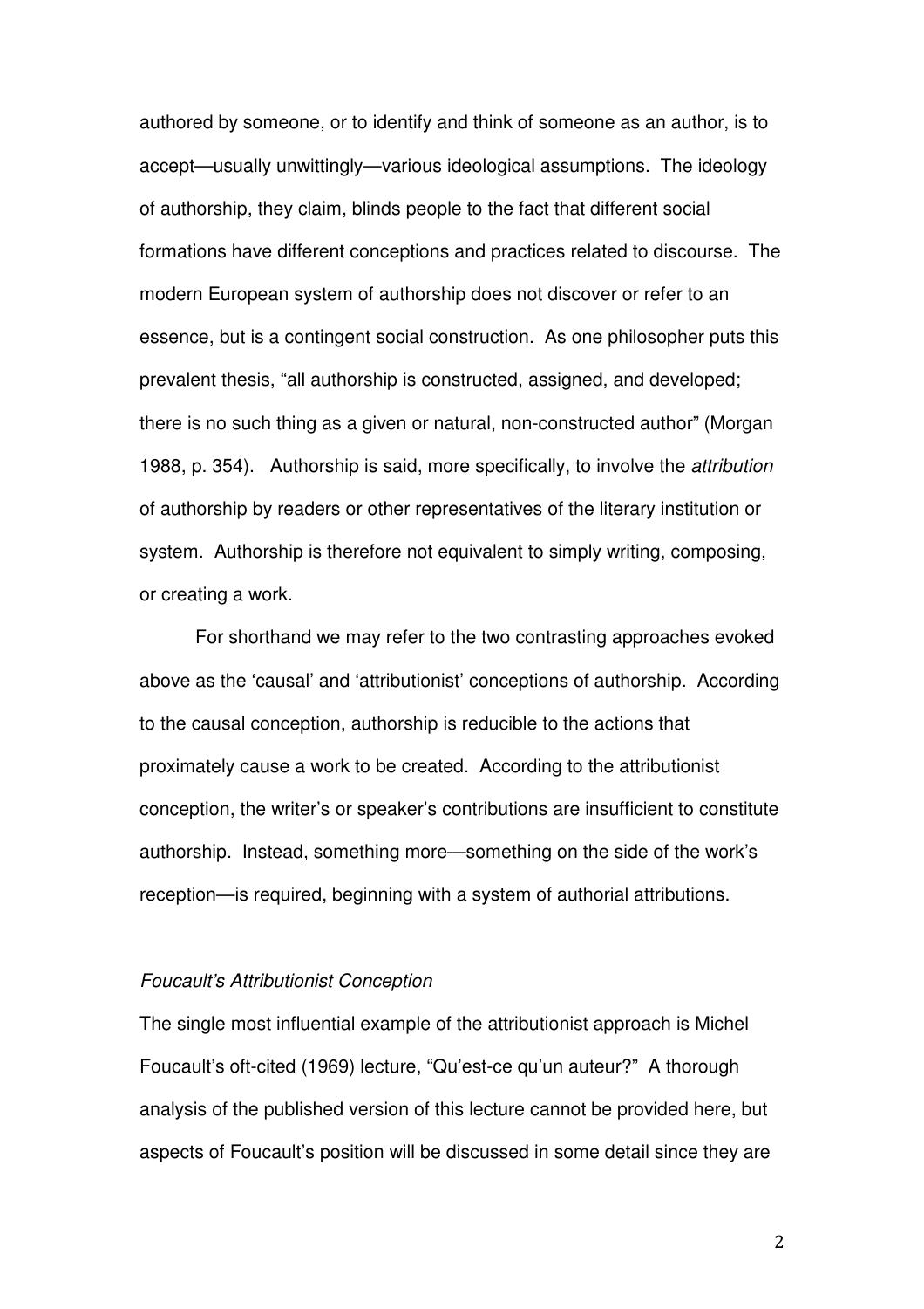authored by someone, or to identify and think of someone as an author, is to accept—usually unwittingly—various ideological assumptions. The ideology of authorship, they claim, blinds people to the fact that different social formations have different conceptions and practices related to discourse. The modern European system of authorship does not discover or refer to an essence, but is a contingent social construction. As one philosopher puts this prevalent thesis, "all authorship is constructed, assigned, and developed; there is no such thing as a given or natural, non-constructed author" (Morgan 1988, p. 354). Authorship is said, more specifically, to involve the *attribution* of authorship by readers or other representatives of the literary institution or system. Authorship is therefore not equivalent to simply writing, composing, or creating a work.

For shorthand we may refer to the two contrasting approaches evoked above as the 'causal' and 'attributionist' conceptions of authorship. According to the causal conception, authorship is reducible to the actions that proximately cause a work to be created. According to the attributionist conception, the writer's or speaker's contributions are insufficient to constitute authorship. Instead, something more—something on the side of the work's reception—is required, beginning with a system of authorial attributions.

### *Foucault's Attributionist Conception*

The single most influential example of the attributionist approach is Michel Foucault's oft-cited (1969) lecture, "Qu'est-ce qu'un auteur?" A thorough analysis of the published version of this lecture cannot be provided here, but aspects of Foucault's position will be discussed in some detail since they are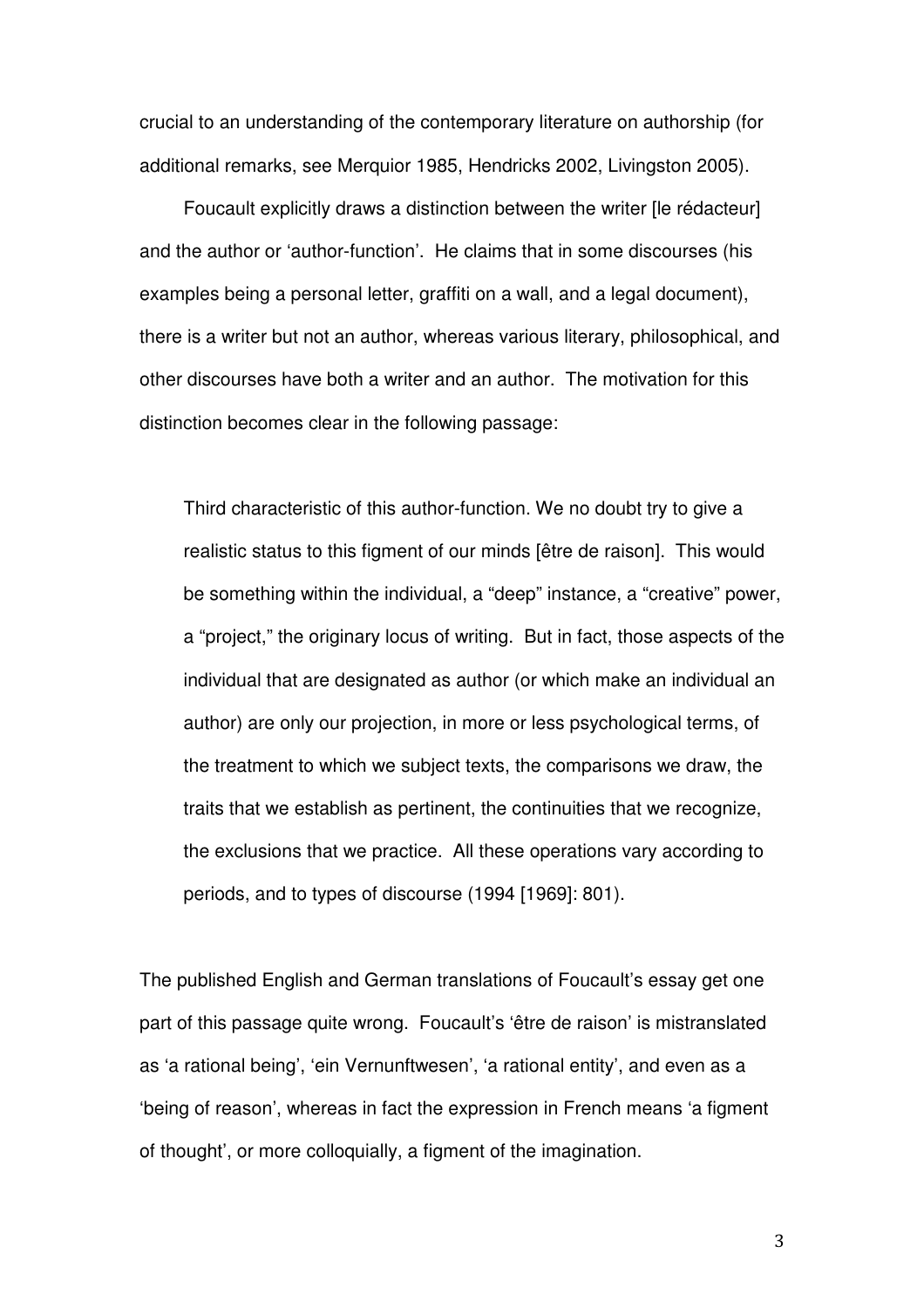crucial to an understanding of the contemporary literature on authorship (for additional remarks, see Merquior 1985, Hendricks 2002, Livingston 2005).

Foucault explicitly draws a distinction between the writer [le rédacteur] and the author or 'author-function'. He claims that in some discourses (his examples being a personal letter, graffiti on a wall, and a legal document), there is a writer but not an author, whereas various literary, philosophical, and other discourses have both a writer and an author. The motivation for this distinction becomes clear in the following passage:

> Third characteristic of this author-function. We no doubt try to give a realistic status to this figment of our minds [être de raison]. This would be something within the individual, a "deep" instance, a "creative" power, a "project," the originary locus of writing. But in fact, those aspects of the individual that are designated as author (or which make an individual an author) are only our projection, in more or less psychological terms, of the treatment to which we subject texts, the comparisons we draw, the traits that we establish as pertinent, the continuities that we recognize, the exclusions that we practice. All these operations vary according to periods, and to types of discourse (1994 [1969]: 801).

The published English and German translations of Foucault's essay get one part of this passage quite wrong. Foucault's 'être de raison' is mistranslated as 'a rational being', 'ein Vernunftwesen', 'a rational entity', and even as a 'being of reason', whereas in fact the expression in French means 'a figment of thought', or more colloquially, a figment of the imagination.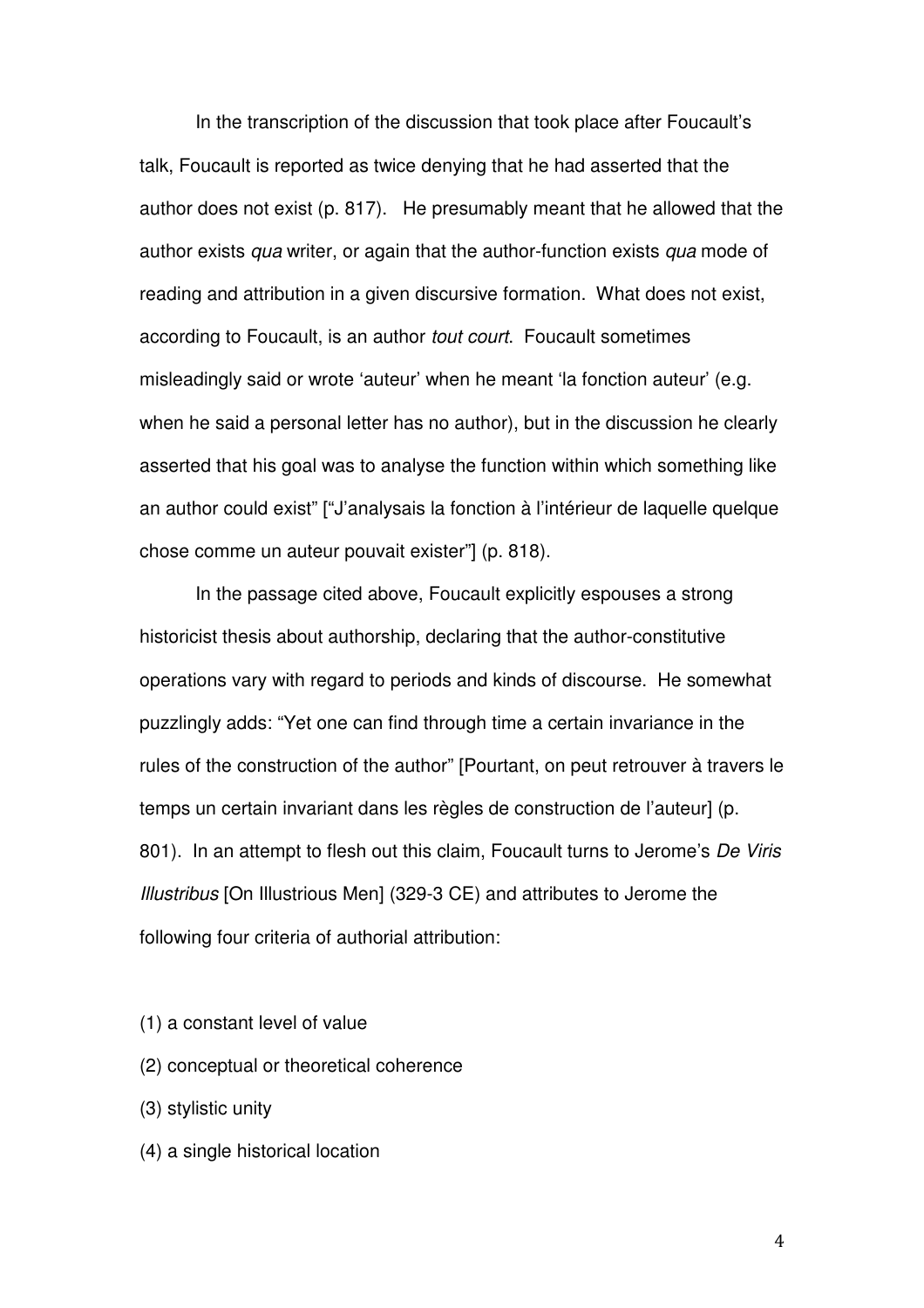In the transcription of the discussion that took place after Foucault's talk, Foucault is reported as twice denying that he had asserted that the author does not exist (p. 817). He presumably meant that he allowed that the author exists *qua* writer, or again that the author-function exists *qua* mode of reading and attribution in a given discursive formation. What does not exist, according to Foucault, is an author *tout court*. Foucault sometimes misleadingly said or wrote 'auteur' when he meant 'la fonction auteur' (e.g. when he said a personal letter has no author), but in the discussion he clearly asserted that his goal was to analyse the function within which something like an author could exist" ["J'analysais la fonction à l'intérieur de laquelle quelque chose comme un auteur pouvait exister"] (p. 818).

In the passage cited above, Foucault explicitly espouses a strong historicist thesis about authorship, declaring that the author-constitutive operations vary with regard to periods and kinds of discourse. He somewhat puzzlingly adds: "Yet one can find through time a certain invariance in the rules of the construction of the author" [Pourtant, on peut retrouver à travers le temps un certain invariant dans les règles de construction de l'auteur] (p. 801). In an attempt to flesh out this claim, Foucault turns to Jerome's *De Viris Illustribus* [On Illustrious Men] (329-3 CE) and attributes to Jerome the following four criteria of authorial attribution:

(1) a constant level of value

(2) conceptual or theoretical coherence

(3) stylistic unity

(4) a single historical location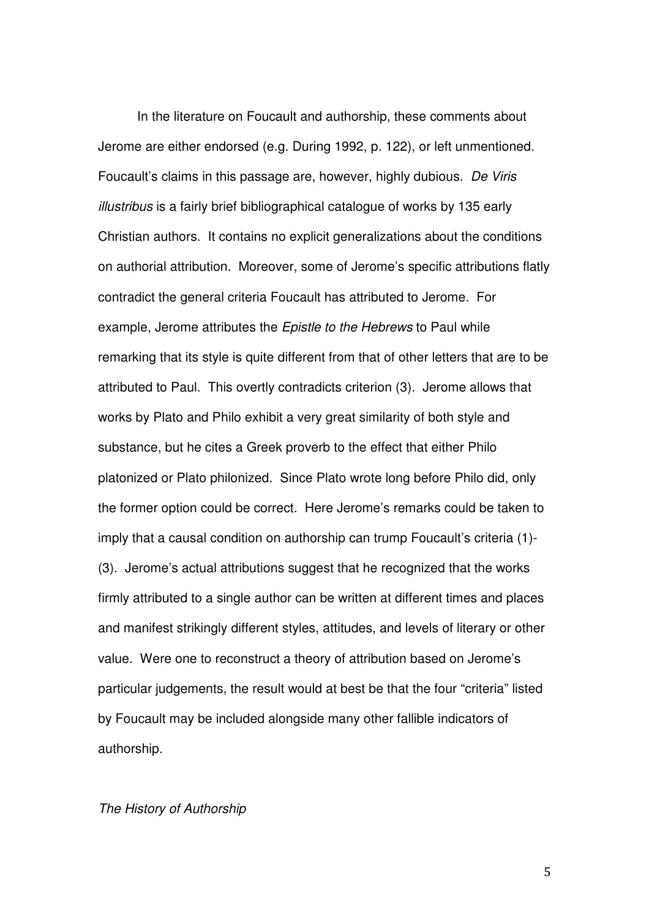In the literature on Foucault and authorship, these comments about Jerome are either endorsed (e.g. During 1992, p. 122), or left unmentioned. Foucault's claims in this passage are, however, highly dubious. *De Viris illustribus* is a fairly brief bibliographical catalogue of works by 135 early Christian authors. It contains no explicit generalizations about the conditions on authorial attribution. Moreover, some of Jerome's specific attributions flatly contradict the general criteria Foucault has attributed to Jerome. For example, Jerome attributes the *Epistle to the Hebrews* to Paul while remarking that its style is quite different from that of other letters that are to be attributed to Paul. This overtly contradicts criterion (3). Jerome allows that works by Plato and Philo exhibit a very great similarity of both style and substance, but he cites a Greek proverb to the effect that either Philo platonized or Plato philonized. Since Plato wrote long before Philo did, only the former option could be correct. Here Jerome's remarks could be taken to imply that a causal condition on authorship can trump Foucault's criteria (1)-(3). Jerome's actual attributions suggest that he recognized that the works firmly attributed to a single author can be written at different times and places and manifest strikingly different styles, attitudes, and levels of literary or other value. Were one to reconstruct a theory of attribution based on Jerome's particular judgements, the result would at best be that the four "criteria" listed by Foucault may be included alongside many other fallible indicators of authorship.

### *The History of Authorship*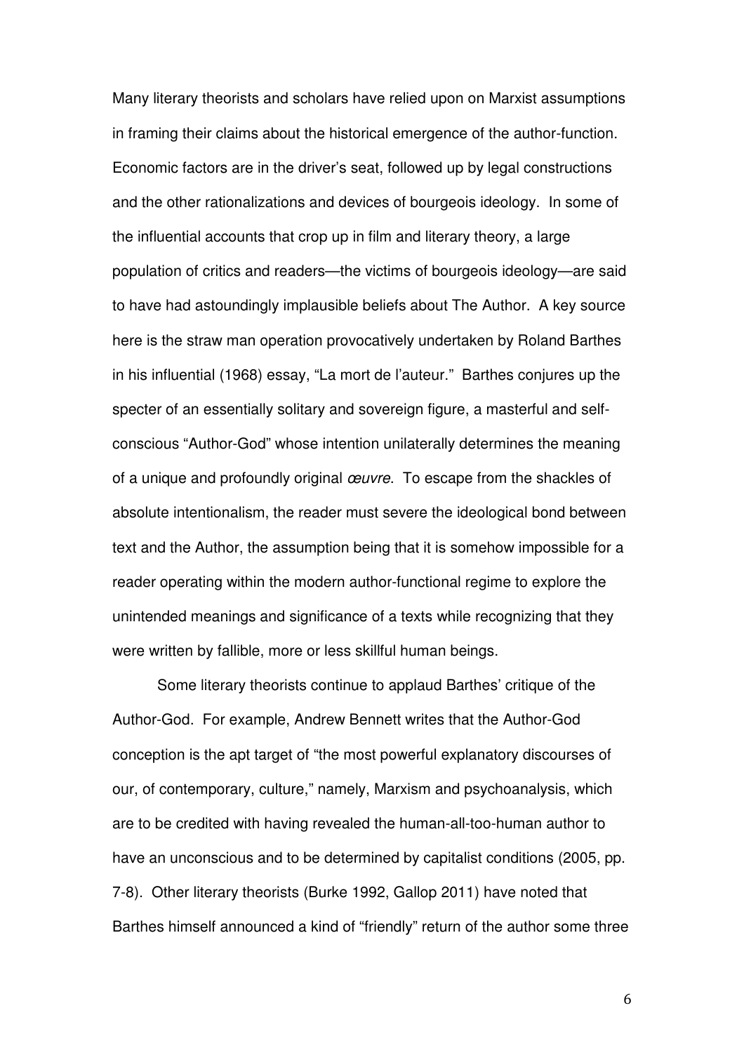Many literary theorists and scholars have relied upon on Marxist assumptions in framing their claims about the historical emergence of the author-function. Economic factors are in the driver's seat, followed up by legal constructions and the other rationalizations and devices of bourgeois ideology. In some of the influential accounts that crop up in film and literary theory, a large population of critics and readers—the victims of bourgeois ideology—are said to have had astoundingly implausible beliefs about The Author. A key source here is the straw man operation provocatively undertaken by Roland Barthes in his influential (1968) essay, "La mort de l'auteur." Barthes conjures up the specter of an essentially solitary and sovereign figure, a masterful and self-conscious "Author-God" whose intention unilaterally determines the meaning of a unique and profoundly original *œuvre*. To escape from the shackles of absolute intentionalism, the reader must severe the ideological bond between text and the Author, the assumption being that it is somehow impossible for a reader operating within the modern author-functional regime to explore the unintended meanings and significance of a texts while recognizing that they were written by fallible, more or less skillful human beings.

Some literary theorists continue to applaud Barthes' critique of the Author-God. For example, Andrew Bennett writes that the Author-God conception is the apt target of "the most powerful explanatory discourses of our, of contemporary, culture," namely, Marxism and psychoanalysis, which are to be credited with having revealed the human-all-too-human author to have an unconscious and to be determined by capitalist conditions (2005, pp. 7-8). Other literary theorists (Burke 1992, Gallop 2011) have noted that Barthes himself announced a kind of "friendly" return of the author some three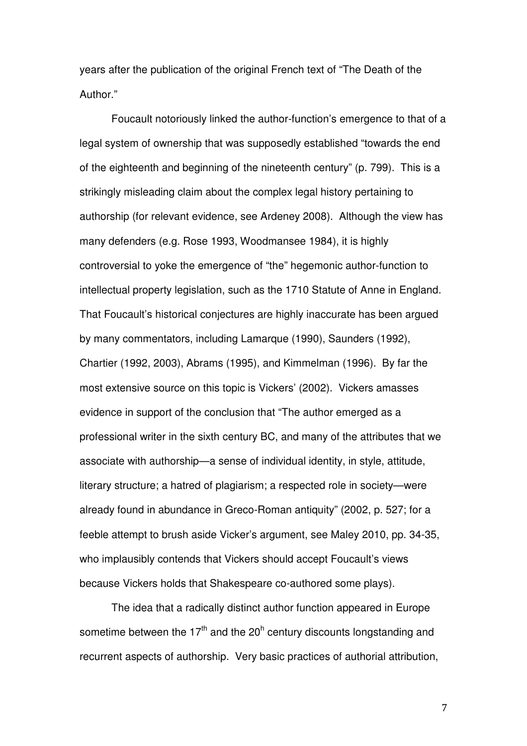years after the publication of the original French text of "The Death of the Author."

Foucault notoriously linked the author-function's emergence to that of a legal system of ownership that was supposedly established "towards the end of the eighteenth and beginning of the nineteenth century" (p. 799). This is a strikingly misleading claim about the complex legal history pertaining to authorship (for relevant evidence, see Ardeney 2008). Although the view has many defenders (e.g. Rose 1993, Woodmansee 1984), it is highly controversial to yoke the emergence of "the" hegemonic author-function to intellectual property legislation, such as the 1710 Statute of Anne in England. That Foucault's historical conjectures are highly inaccurate has been argued by many commentators, including Lamarque (1990), Saunders (1992), Chartier (1992, 2003), Abrams (1995), and Kimmelman (1996). By far the most extensive source on this topic is Vickers' (2002). Vickers amasses evidence in support of the conclusion that "The author emerged as a professional writer in the sixth century BC, and many of the attributes that we associate with authorship—a sense of individual identity, in style, attitude, literary structure; a hatred of plagiarism; a respected role in society—were already found in abundance in Greco-Roman antiquity" (2002, p. 527; for a feeble attempt to brush aside Vicker's argument, see Maley 2010, pp. 34-35, who implausibly contends that Vickers should accept Foucault's views because Vickers holds that Shakespeare co-authored some plays).

The idea that a radically distinct author function appeared in Europe sometime between the 17th and the 20h century discounts longstanding and recurrent aspects of authorship. Very basic practices of authorial attribution,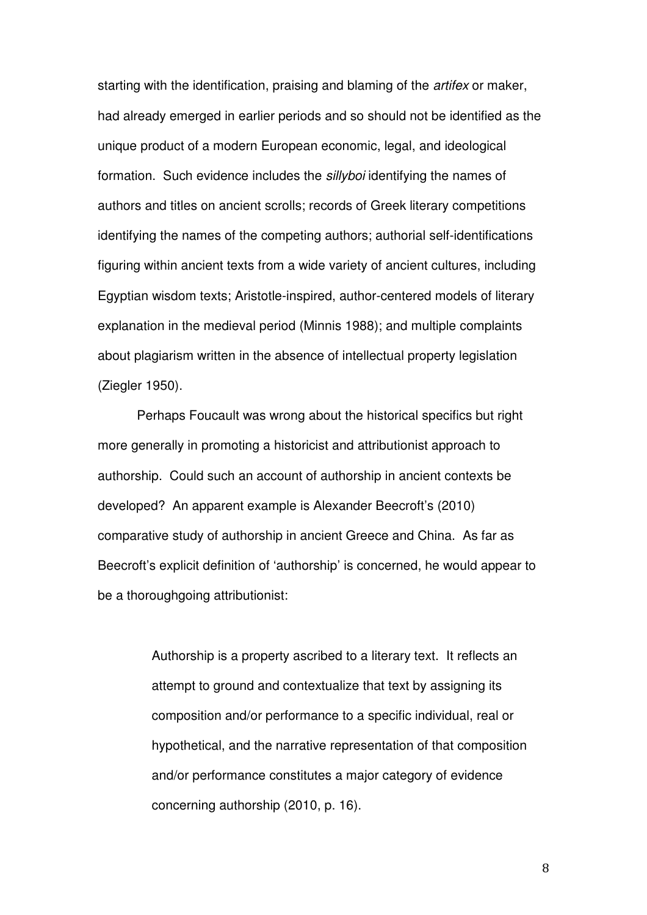starting with the identification, praising and blaming of the *artifex* or maker, had already emerged in earlier periods and so should not be identified as the unique product of a modern European economic, legal, and ideological formation. Such evidence includes the *sillyboi* identifying the names of authors and titles on ancient scrolls; records of Greek literary competitions identifying the names of the competing authors; authorial self-identifications figuring within ancient texts from a wide variety of ancient cultures, including Egyptian wisdom texts; Aristotle-inspired, author-centered models of literary explanation in the medieval period (Minnis 1988); and multiple complaints about plagiarism written in the absence of intellectual property legislation (Ziegler 1950).

Perhaps Foucault was wrong about the historical specifics but right more generally in promoting a historicist and attributionist approach to authorship. Could such an account of authorship in ancient contexts be developed? An apparent example is Alexander Beecroft's (2010) comparative study of authorship in ancient Greece and China. As far as Beecroft's explicit definition of 'authorship' is concerned, he would appear to be a thoroughgoing attributionist:

> Authorship is a property ascribed to a literary text. It reflects an attempt to ground and contextualize that text by assigning its composition and/or performance to a specific individual, real or hypothetical, and the narrative representation of that composition and/or performance constitutes a major category of evidence concerning authorship (2010, p. 16).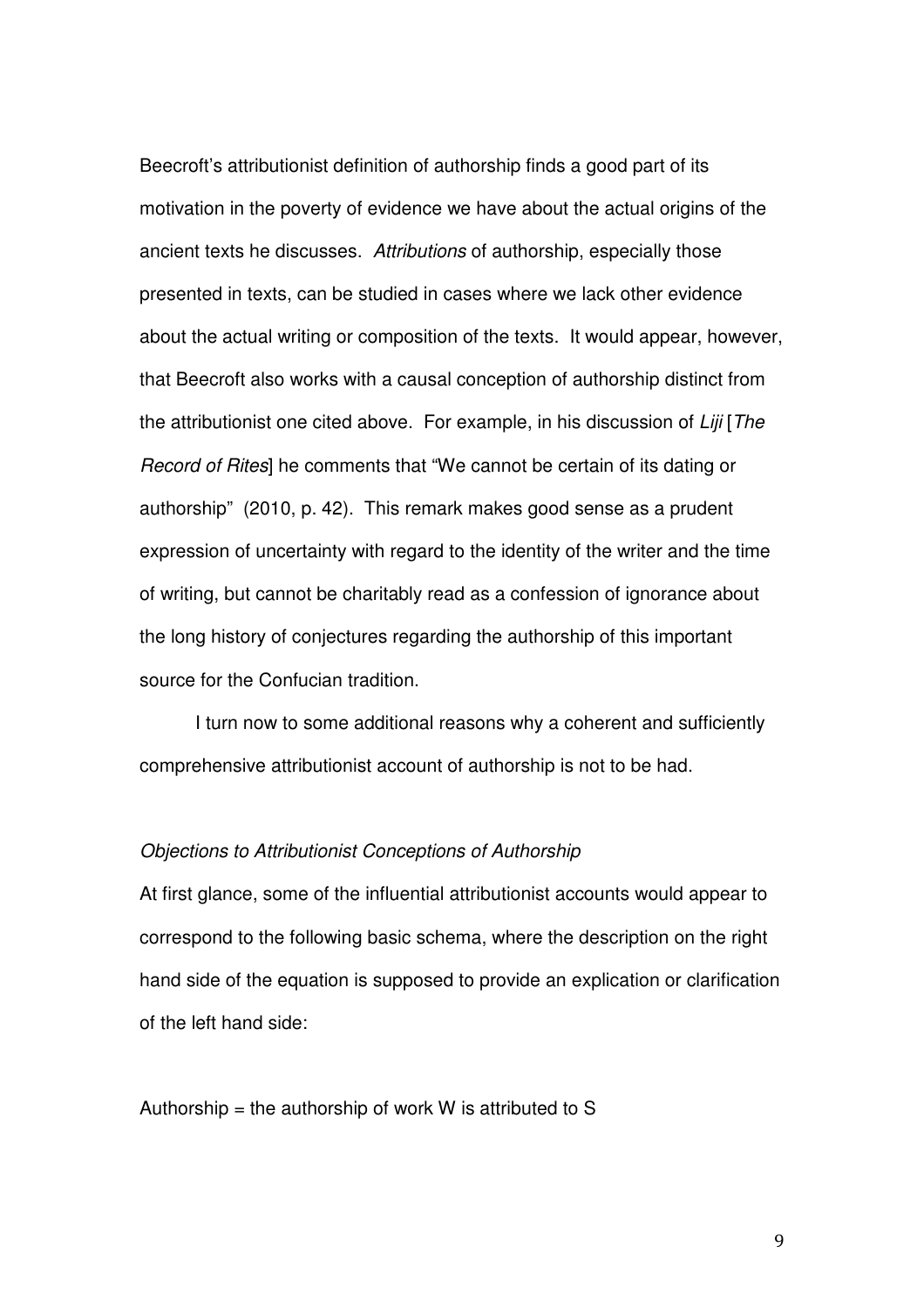Beecroft's attributionist definition of authorship finds a good part of its motivation in the poverty of evidence we have about the actual origins of the ancient texts he discusses. *Attributions* of authorship, especially those presented in texts, can be studied in cases where we lack other evidence about the actual writing or composition of the texts. It would appear, however, that Beecroft also works with a causal conception of authorship distinct from the attributionist one cited above. For example, in his discussion of *Liji* [*The Record of Rites*] he comments that "We cannot be certain of its dating or authorship" (2010, p. 42). This remark makes good sense as a prudent expression of uncertainty with regard to the identity of the writer and the time of writing, but cannot be charitably read as a confession of ignorance about the long history of conjectures regarding the authorship of this important source for the Confucian tradition.

I turn now to some additional reasons why a coherent and sufficiently comprehensive attributionist account of authorship is not to be had.

### *Objections to Attributionist Conceptions of Authorship*

At first glance, some of the influential attributionist accounts would appear to correspond to the following basic schema, where the description on the right hand side of the equation is supposed to provide an explication or clarification of the left hand side:

Authorship = the authorship of work W is attributed to S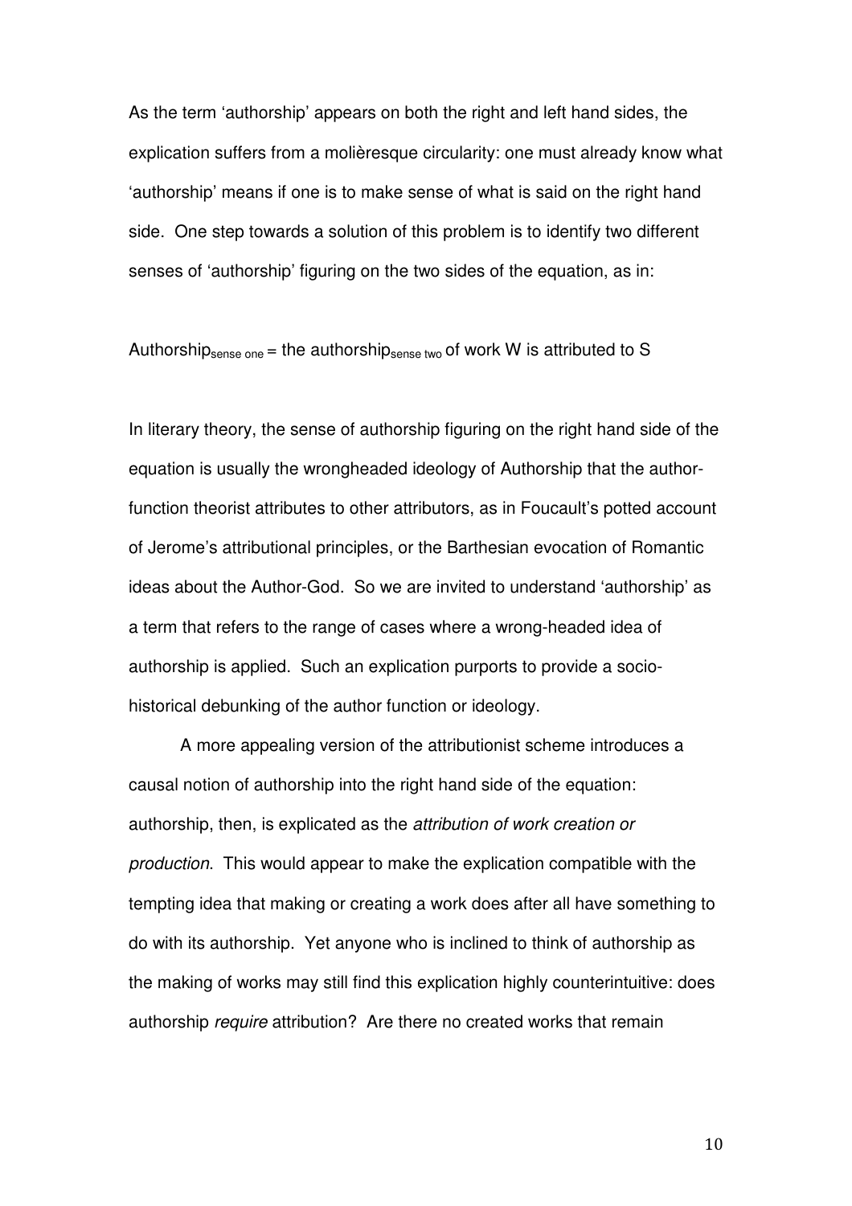As the term 'authorship' appears on both the right and left hand sides, the explication suffers from a molièresque circularity: one must already know what 'authorship' means if one is to make sense of what is said on the right hand side. One step towards a solution of this problem is to identify two different senses of 'authorship' figuring on the two sides of the equation, as in:

Authorship$_{\text{sense one}}$ = the authorship$_{\text{sense two}}$ of work W is attributed to S

In literary theory, the sense of authorship figuring on the right hand side of the equation is usually the wrongheaded ideology of Authorship that the author-function theorist attributes to other attributors, as in Foucault's potted account of Jerome's attributional principles, or the Barthesian evocation of Romantic ideas about the Author-God. So we are invited to understand 'authorship' as a term that refers to the range of cases where a wrong-headed idea of authorship is applied. Such an explication purports to provide a socio-historical debunking of the author function or ideology.

A more appealing version of the attributionist scheme introduces a causal notion of authorship into the right hand side of the equation: authorship, then, is explicated as the *attribution of work creation or production*. This would appear to make the explication compatible with the tempting idea that making or creating a work does after all have something to do with its authorship. Yet anyone who is inclined to think of authorship as the making of works may still find this explication highly counterintuitive: does authorship *require* attribution? Are there no created works that remain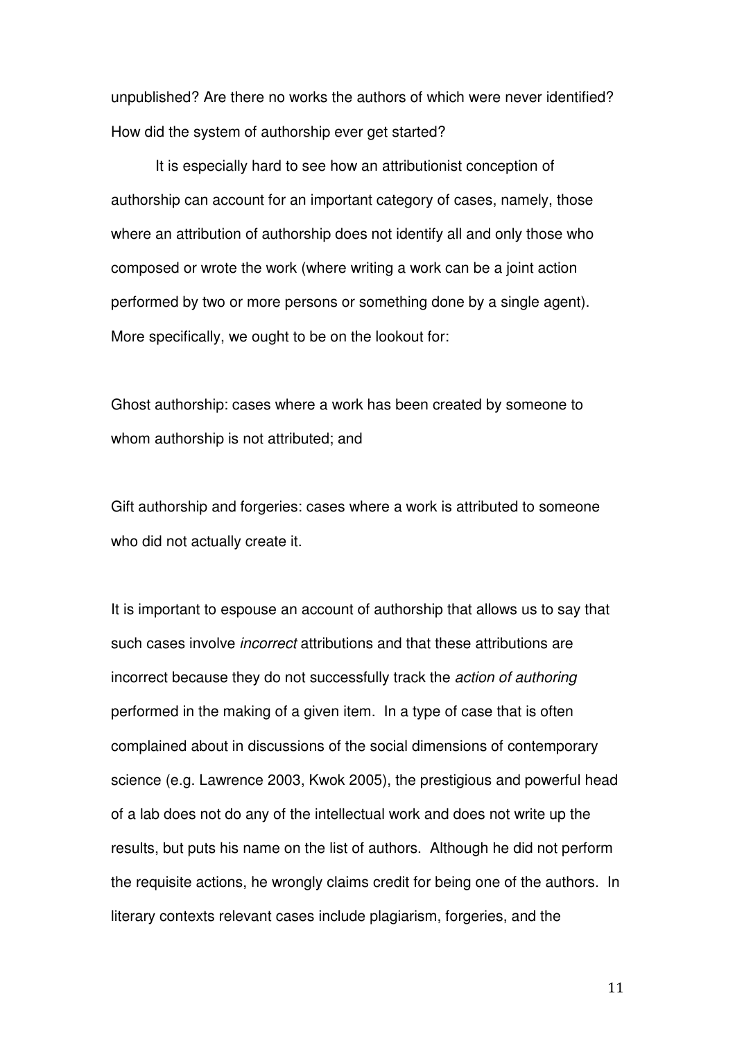unpublished? Are there no works the authors of which were never identified? How did the system of authorship ever get started?

It is especially hard to see how an attributionist conception of authorship can account for an important category of cases, namely, those where an attribution of authorship does not identify all and only those who composed or wrote the work (where writing a work can be a joint action performed by two or more persons or something done by a single agent). More specifically, we ought to be on the lookout for:

Ghost authorship: cases where a work has been created by someone to whom authorship is not attributed; and

Gift authorship and forgeries: cases where a work is attributed to someone who did not actually create it.

It is important to espouse an account of authorship that allows us to say that such cases involve *incorrect* attributions and that these attributions are incorrect because they do not successfully track the *action of authoring* performed in the making of a given item. In a type of case that is often complained about in discussions of the social dimensions of contemporary science (e.g. Lawrence 2003, Kwok 2005), the prestigious and powerful head of a lab does not do any of the intellectual work and does not write up the results, but puts his name on the list of authors. Although he did not perform the requisite actions, he wrongly claims credit for being one of the authors. In literary contexts relevant cases include plagiarism, forgeries, and the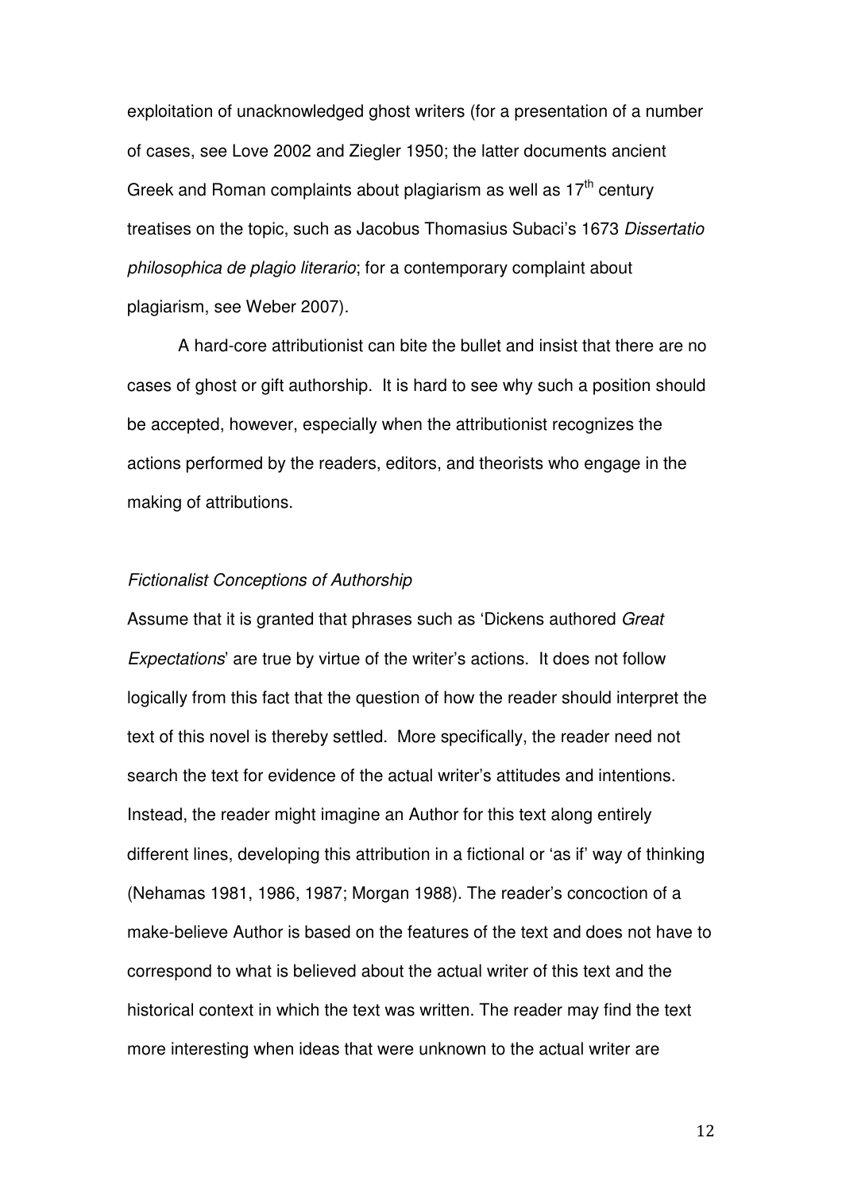exploitation of unacknowledged ghost writers (for a presentation of a number of cases, see Love 2002 and Ziegler 1950; the latter documents ancient Greek and Roman complaints about plagiarism as well as 17th century treatises on the topic, such as Jacobus Thomasius Subaci's 1673 *Dissertatio philosophica de plagio literario*; for a contemporary complaint about plagiarism, see Weber 2007).

A hard-core attributionist can bite the bullet and insist that there are no cases of ghost or gift authorship. It is hard to see why such a position should be accepted, however, especially when the attributionist recognizes the actions performed by the readers, editors, and theorists who engage in the making of attributions.

### *Fictionalist Conceptions of Authorship*

Assume that it is granted that phrases such as 'Dickens authored *Great Expectations*' are true by virtue of the writer's actions. It does not follow logically from this fact that the question of how the reader should interpret the text of this novel is thereby settled. More specifically, the reader need not search the text for evidence of the actual writer's attitudes and intentions. Instead, the reader might imagine an Author for this text along entirely different lines, developing this attribution in a fictional or 'as if' way of thinking (Nehamas 1981, 1986, 1987; Morgan 1988). The reader's concoction of a make-believe Author is based on the features of the text and does not have to correspond to what is believed about the actual writer of this text and the historical context in which the text was written. The reader may find the text more interesting when ideas that were unknown to the actual writer are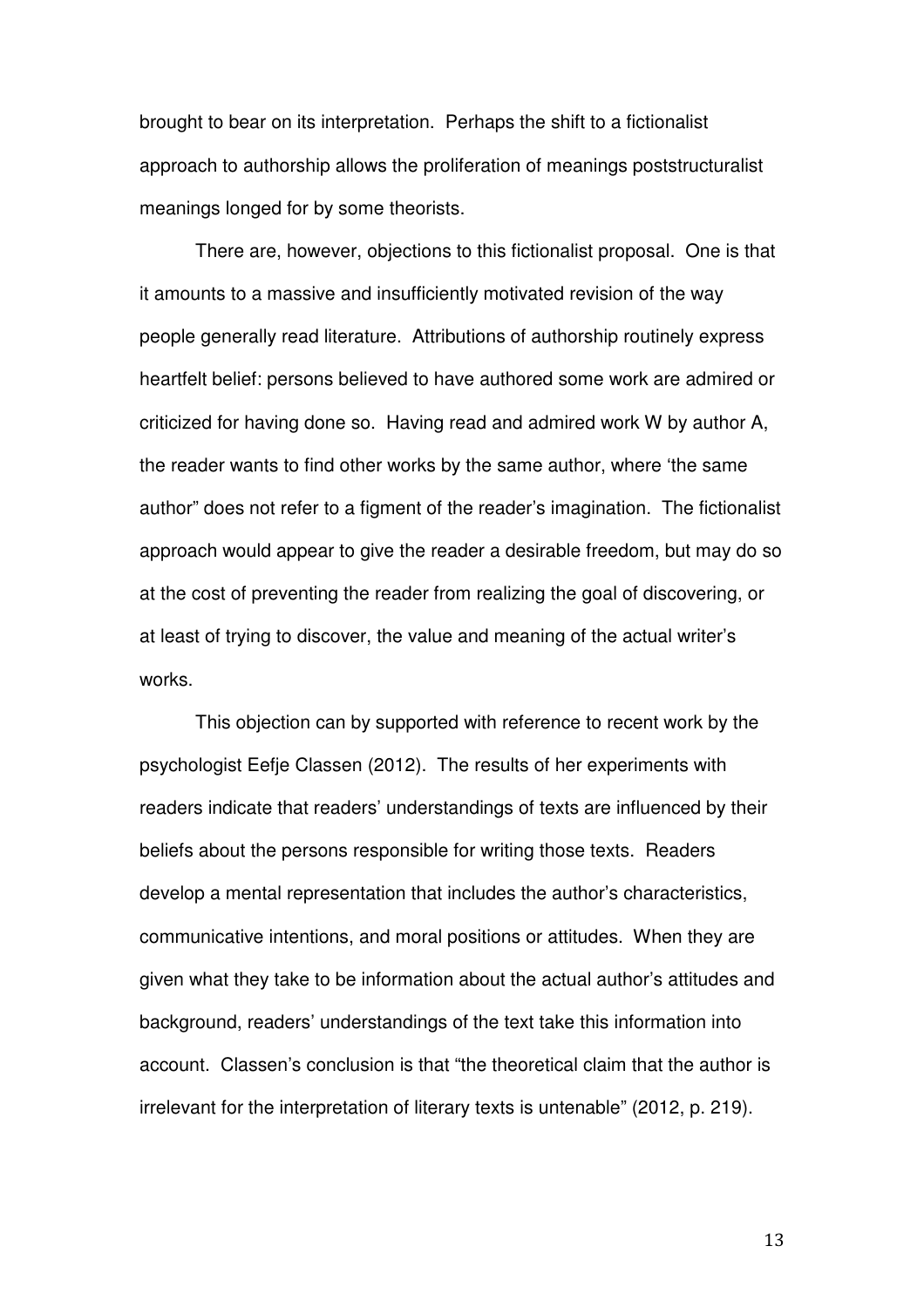brought to bear on its interpretation. Perhaps the shift to a fictionalist approach to authorship allows the proliferation of meanings poststructuralist meanings longed for by some theorists.

There are, however, objections to this fictionalist proposal. One is that it amounts to a massive and insufficiently motivated revision of the way people generally read literature. Attributions of authorship routinely express heartfelt belief: persons believed to have authored some work are admired or criticized for having done so. Having read and admired work W by author A, the reader wants to find other works by the same author, where 'the same author" does not refer to a figment of the reader's imagination. The fictionalist approach would appear to give the reader a desirable freedom, but may do so at the cost of preventing the reader from realizing the goal of discovering, or at least of trying to discover, the value and meaning of the actual writer's works.

This objection can by supported with reference to recent work by the psychologist Eefje Classen (2012). The results of her experiments with readers indicate that readers' understandings of texts are influenced by their beliefs about the persons responsible for writing those texts. Readers develop a mental representation that includes the author's characteristics, communicative intentions, and moral positions or attitudes. When they are given what they take to be information about the actual author's attitudes and background, readers' understandings of the text take this information into account. Classen's conclusion is that "the theoretical claim that the author is irrelevant for the interpretation of literary texts is untenable" (2012, p. 219).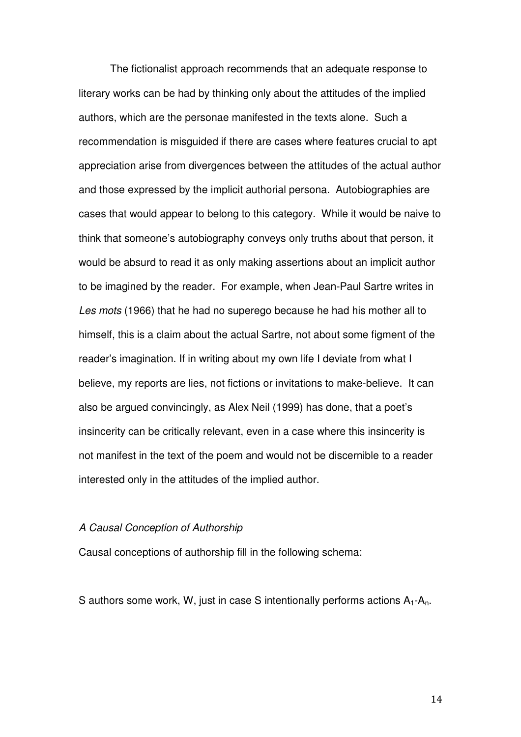The fictionalist approach recommends that an adequate response to literary works can be had by thinking only about the attitudes of the implied authors, which are the personae manifested in the texts alone. Such a recommendation is misguided if there are cases where features crucial to apt appreciation arise from divergences between the attitudes of the actual author and those expressed by the implicit authorial persona. Autobiographies are cases that would appear to belong to this category. While it would be naive to think that someone's autobiography conveys only truths about that person, it would be absurd to read it as only making assertions about an implicit author to be imagined by the reader. For example, when Jean-Paul Sartre writes in *Les mots* (1966) that he had no superego because he had his mother all to himself, this is a claim about the actual Sartre, not about some figment of the reader's imagination. If in writing about my own life I deviate from what I believe, my reports are lies, not fictions or invitations to make-believe. It can also be argued convincingly, as Alex Neil (1999) has done, that a poet's insincerity can be critically relevant, even in a case where this insincerity is not manifest in the text of the poem and would not be discernible to a reader interested only in the attitudes of the implied author.

*A Causal Conception of Authorship*

Causal conceptions of authorship fill in the following schema:

S authors some work, W, just in case S intentionally performs actions $A_1$-$A_n$.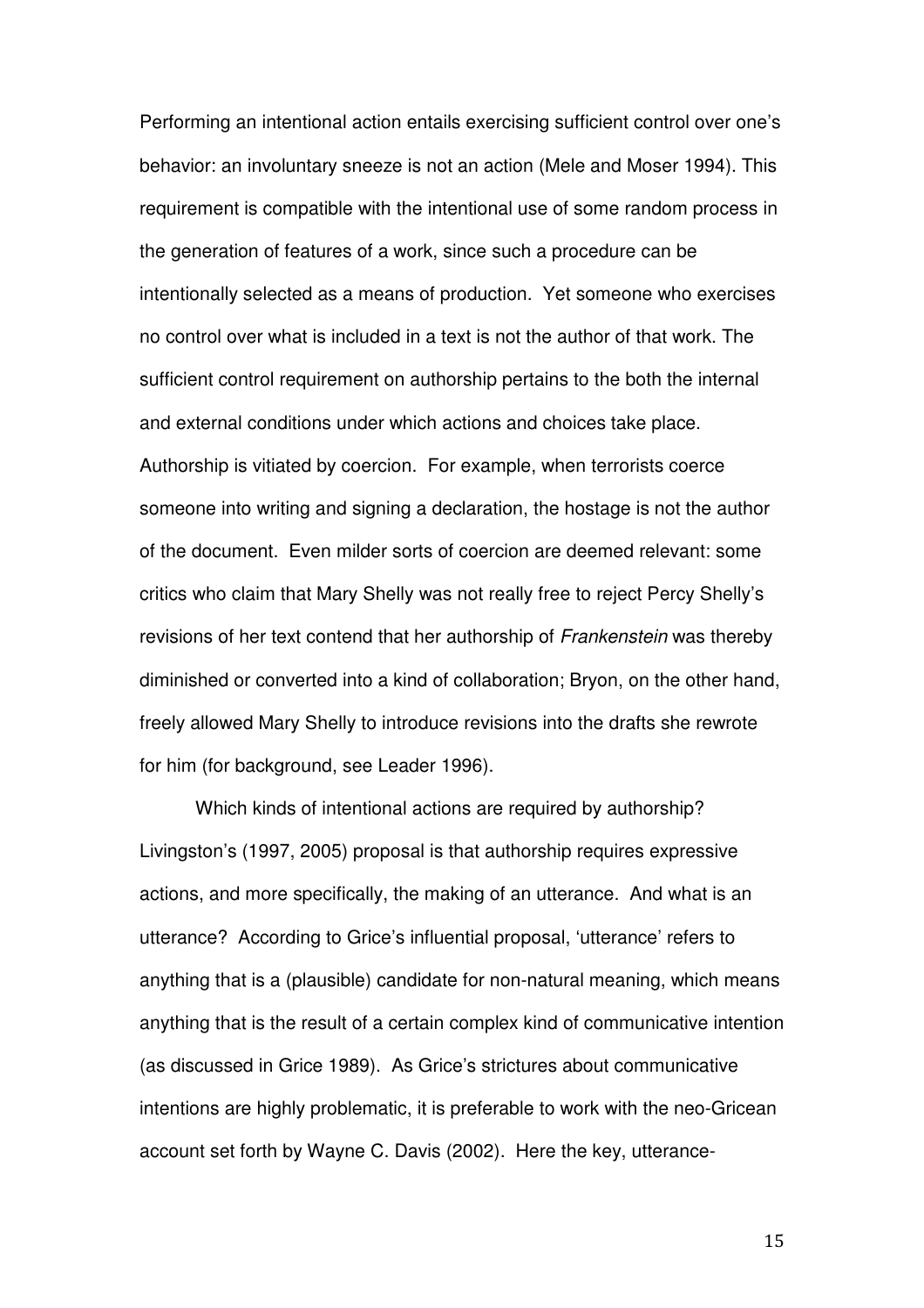Performing an intentional action entails exercising sufficient control over one's behavior: an involuntary sneeze is not an action (Mele and Moser 1994). This requirement is compatible with the intentional use of some random process in the generation of features of a work, since such a procedure can be intentionally selected as a means of production. Yet someone who exercises no control over what is included in a text is not the author of that work. The sufficient control requirement on authorship pertains to the both the internal and external conditions under which actions and choices take place. Authorship is vitiated by coercion. For example, when terrorists coerce someone into writing and signing a declaration, the hostage is not the author of the document. Even milder sorts of coercion are deemed relevant: some critics who claim that Mary Shelly was not really free to reject Percy Shelly's revisions of her text contend that her authorship of *Frankenstein* was thereby diminished or converted into a kind of collaboration; Bryon, on the other hand, freely allowed Mary Shelly to introduce revisions into the drafts she rewrote for him (for background, see Leader 1996).

Which kinds of intentional actions are required by authorship? Livingston's (1997, 2005) proposal is that authorship requires expressive actions, and more specifically, the making of an utterance. And what is an utterance? According to Grice's influential proposal, 'utterance' refers to anything that is a (plausible) candidate for non-natural meaning, which means anything that is the result of a certain complex kind of communicative intention (as discussed in Grice 1989). As Grice's strictures about communicative intentions are highly problematic, it is preferable to work with the neo-Gricean account set forth by Wayne C. Davis (2002). Here the key, utterance-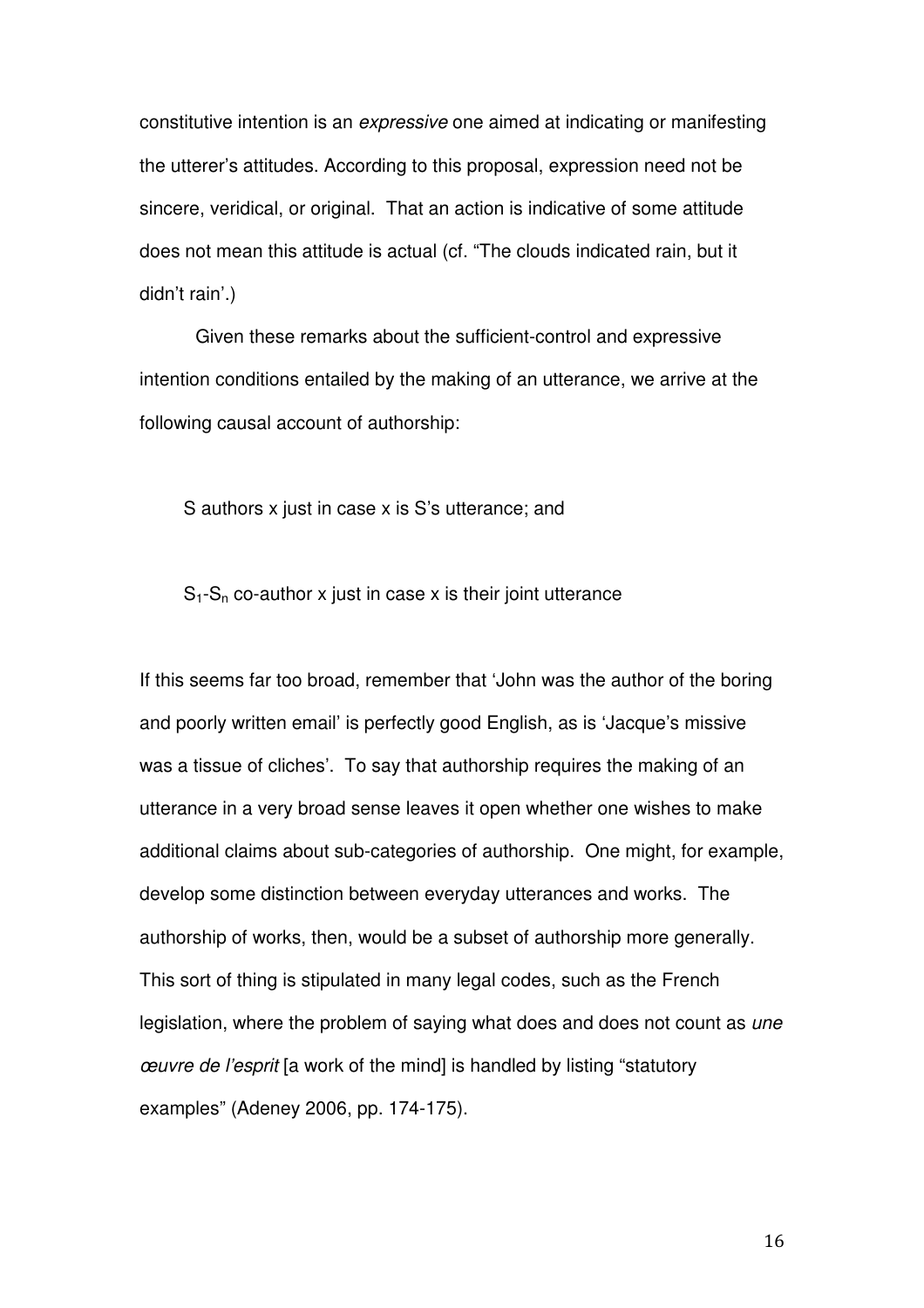constitutive intention is an *expressive* one aimed at indicating or manifesting the utterer's attitudes. According to this proposal, expression need not be sincere, veridical, or original. That an action is indicative of some attitude does not mean this attitude is actual (cf. "The clouds indicated rain, but it didn't rain'.)

Given these remarks about the sufficient-control and expressive intention conditions entailed by the making of an utterance, we arrive at the following causal account of authorship:

S authors x just in case x is S's utterance; and

$S_1$-$S_n$ co-author x just in case x is their joint utterance

If this seems far too broad, remember that 'John was the author of the boring and poorly written email' is perfectly good English, as is 'Jacque's missive was a tissue of cliches'. To say that authorship requires the making of an utterance in a very broad sense leaves it open whether one wishes to make additional claims about sub-categories of authorship. One might, for example, develop some distinction between everyday utterances and works. The authorship of works, then, would be a subset of authorship more generally. This sort of thing is stipulated in many legal codes, such as the French legislation, where the problem of saying what does and does not count as *une œuvre de l'esprit* [a work of the mind] is handled by listing "statutory examples" (Adeney 2006, pp. 174-175).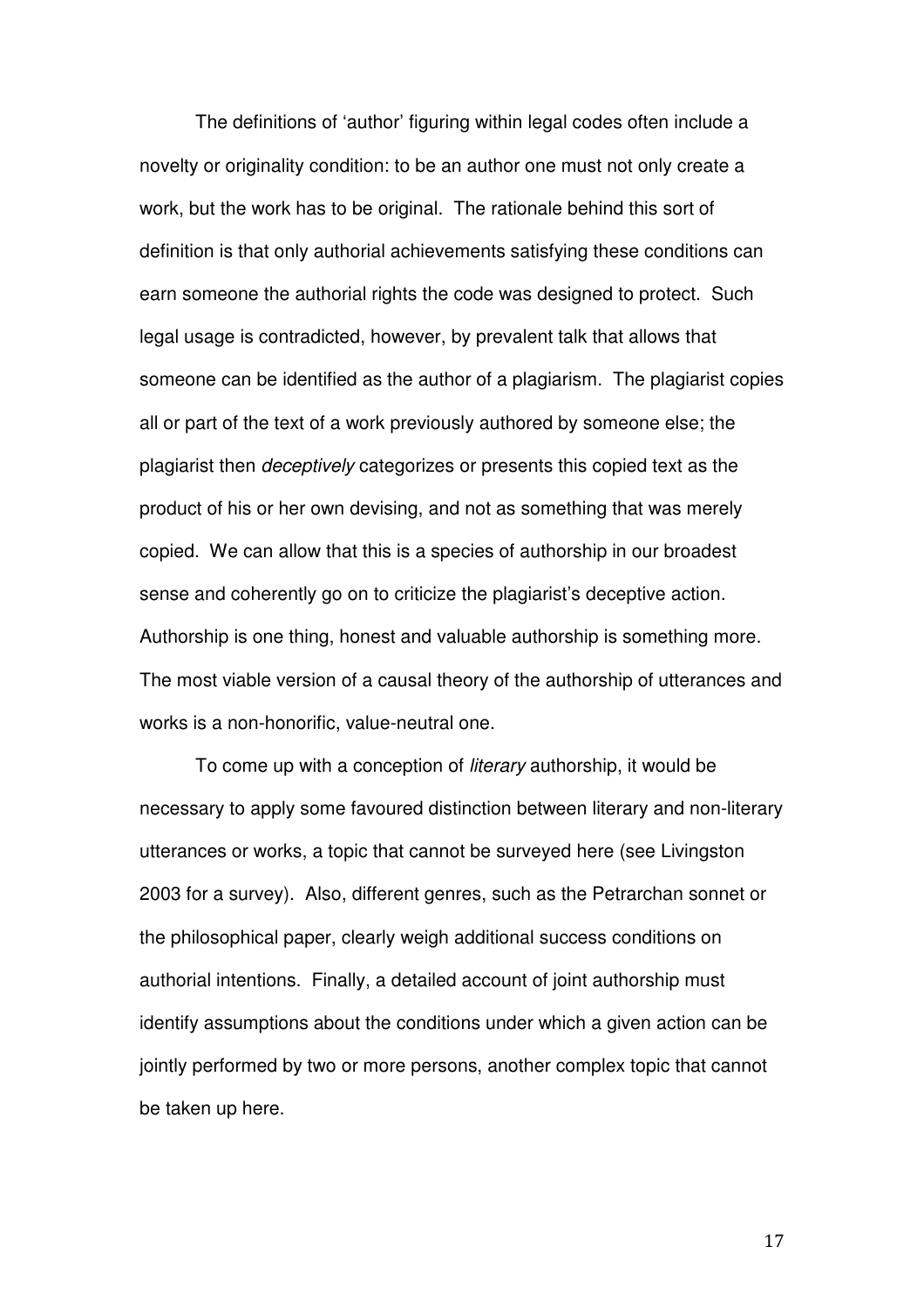The definitions of 'author' figuring within legal codes often include a novelty or originality condition: to be an author one must not only create a work, but the work has to be original. The rationale behind this sort of definition is that only authorial achievements satisfying these conditions can earn someone the authorial rights the code was designed to protect. Such legal usage is contradicted, however, by prevalent talk that allows that someone can be identified as the author of a plagiarism. The plagiarist copies all or part of the text of a work previously authored by someone else; the plagiarist then *deceptively* categorizes or presents this copied text as the product of his or her own devising, and not as something that was merely copied. We can allow that this is a species of authorship in our broadest sense and coherently go on to criticize the plagiarist's deceptive action. Authorship is one thing, honest and valuable authorship is something more. The most viable version of a causal theory of the authorship of utterances and works is a non-honorific, value-neutral one.

To come up with a conception of *literary* authorship, it would be necessary to apply some favoured distinction between literary and non-literary utterances or works, a topic that cannot be surveyed here (see Livingston 2003 for a survey). Also, different genres, such as the Petrarchan sonnet or the philosophical paper, clearly weigh additional success conditions on authorial intentions. Finally, a detailed account of joint authorship must identify assumptions about the conditions under which a given action can be jointly performed by two or more persons, another complex topic that cannot be taken up here.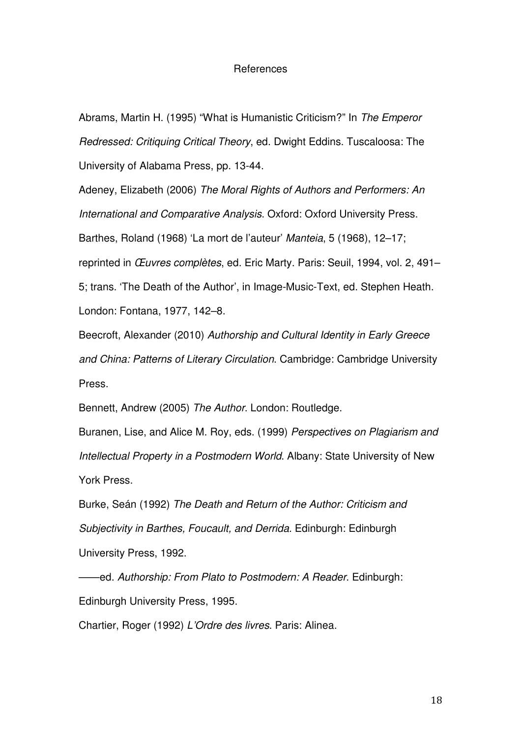# References

Abrams, Martin H. (1995) "What is Humanistic Criticism?" In *The Emperor Redressed: Critiquing Critical Theory*, ed. Dwight Eddins. Tuscaloosa: The University of Alabama Press, pp. 13-44.

Adeney, Elizabeth (2006) *The Moral Rights of Authors and Performers: An International and Comparative Analysis*. Oxford: Oxford University Press.

Barthes, Roland (1968) 'La mort de l'auteur' *Manteia*, 5 (1968), 12–17; reprinted in *Œuvres complètes*, ed. Eric Marty. Paris: Seuil, 1994, vol. 2, 491–5; trans. 'The Death of the Author', in Image-Music-Text, ed. Stephen Heath. London: Fontana, 1977, 142–8.

Beecroft, Alexander (2010) *Authorship and Cultural Identity in Early Greece and China: Patterns of Literary Circulation*. Cambridge: Cambridge University Press.

Bennett, Andrew (2005) *The Author*. London: Routledge.

Buranen, Lise, and Alice M. Roy, eds. (1999) *Perspectives on Plagiarism and Intellectual Property in a Postmodern World*. Albany: State University of New York Press.

Burke, Seán (1992) *The Death and Return of the Author: Criticism and Subjectivity in Barthes, Foucault, and Derrida*. Edinburgh: Edinburgh University Press, 1992.

——ed. *Authorship: From Plato to Postmodern: A Reader*. Edinburgh: Edinburgh University Press, 1995.

Chartier, Roger (1992) *L'Ordre des livres*. Paris: Alinea.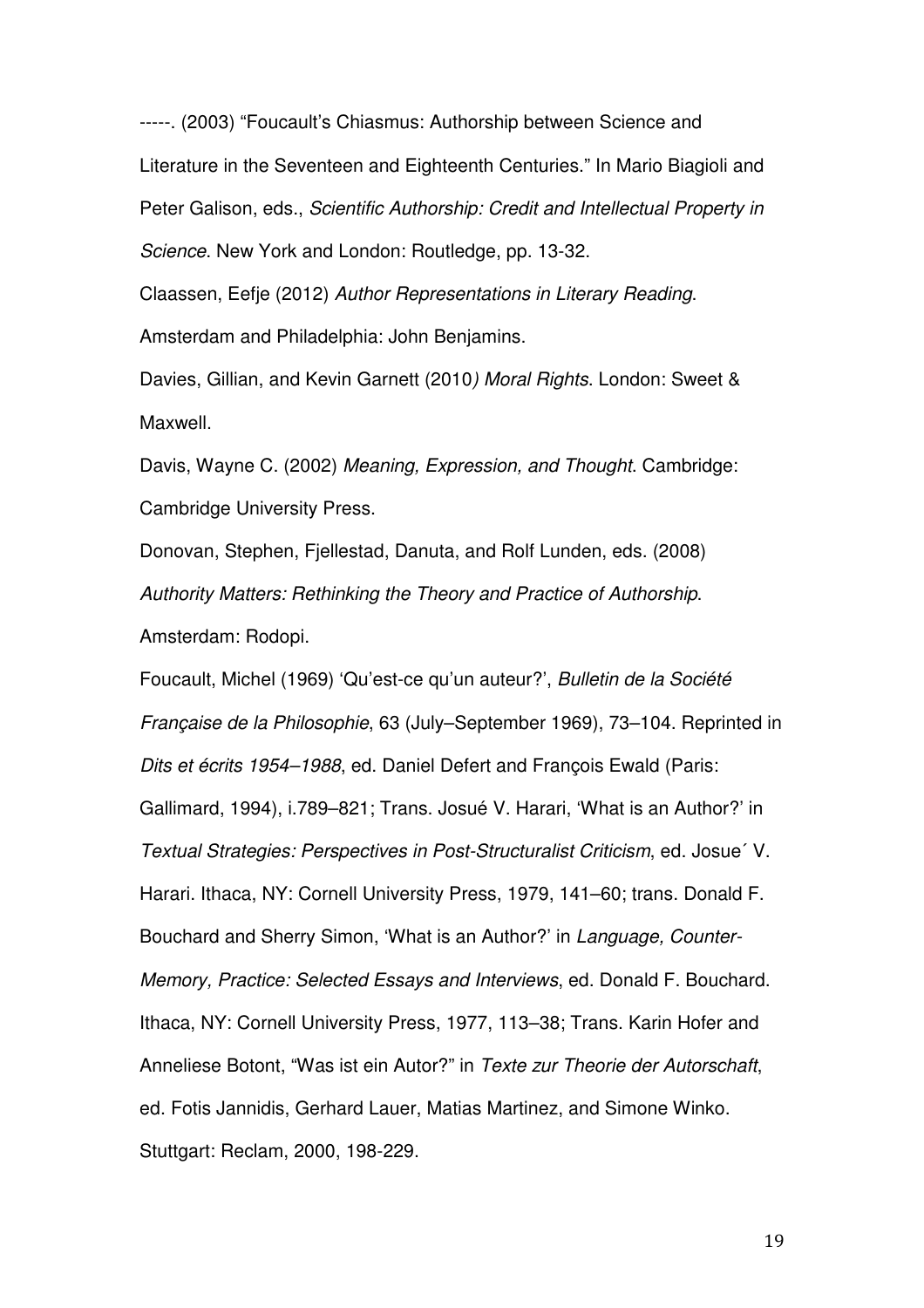-----. (2003) "Foucault's Chiasmus: Authorship between Science and Literature in the Seventeen and Eighteenth Centuries." In Mario Biagioli and Peter Galison, eds., *Scientific Authorship: Credit and Intellectual Property in Science*. New York and London: Routledge, pp. 13-32.

Claassen, Eefje (2012) *Author Representations in Literary Reading*. Amsterdam and Philadelphia: John Benjamins.

Davies, Gillian, and Kevin Garnett (2010*) Moral Rights*. London: Sweet & Maxwell.

Davis, Wayne C. (2002) *Meaning, Expression, and Thought*. Cambridge: Cambridge University Press.

Donovan, Stephen, Fjellestad, Danuta, and Rolf Lunden, eds. (2008) *Authority Matters: Rethinking the Theory and Practice of Authorship*. Amsterdam: Rodopi.

Foucault, Michel (1969) 'Qu'est-ce qu'un auteur?', *Bulletin de la Société Française de la Philosophie*, 63 (July–September 1969), 73–104. Reprinted in *Dits et écrits 1954–1988*, ed. Daniel Defert and François Ewald (Paris: Gallimard, 1994), i.789–821; Trans. Josué V. Harari, 'What is an Author?' in *Textual Strategies: Perspectives in Post-Structuralist Criticism*, ed. Josue´ V. Harari. Ithaca, NY: Cornell University Press, 1979, 141–60; trans. Donald F. Bouchard and Sherry Simon, 'What is an Author?' in *Language, Counter-Memory, Practice: Selected Essays and Interviews*, ed. Donald F. Bouchard. Ithaca, NY: Cornell University Press, 1977, 113–38; Trans. Karin Hofer and Anneliese Botont, "Was ist ein Autor?" in *Texte zur Theorie der Autorschaft*, ed. Fotis Jannidis, Gerhard Lauer, Matias Martinez, and Simone Winko. Stuttgart: Reclam, 2000, 198-229.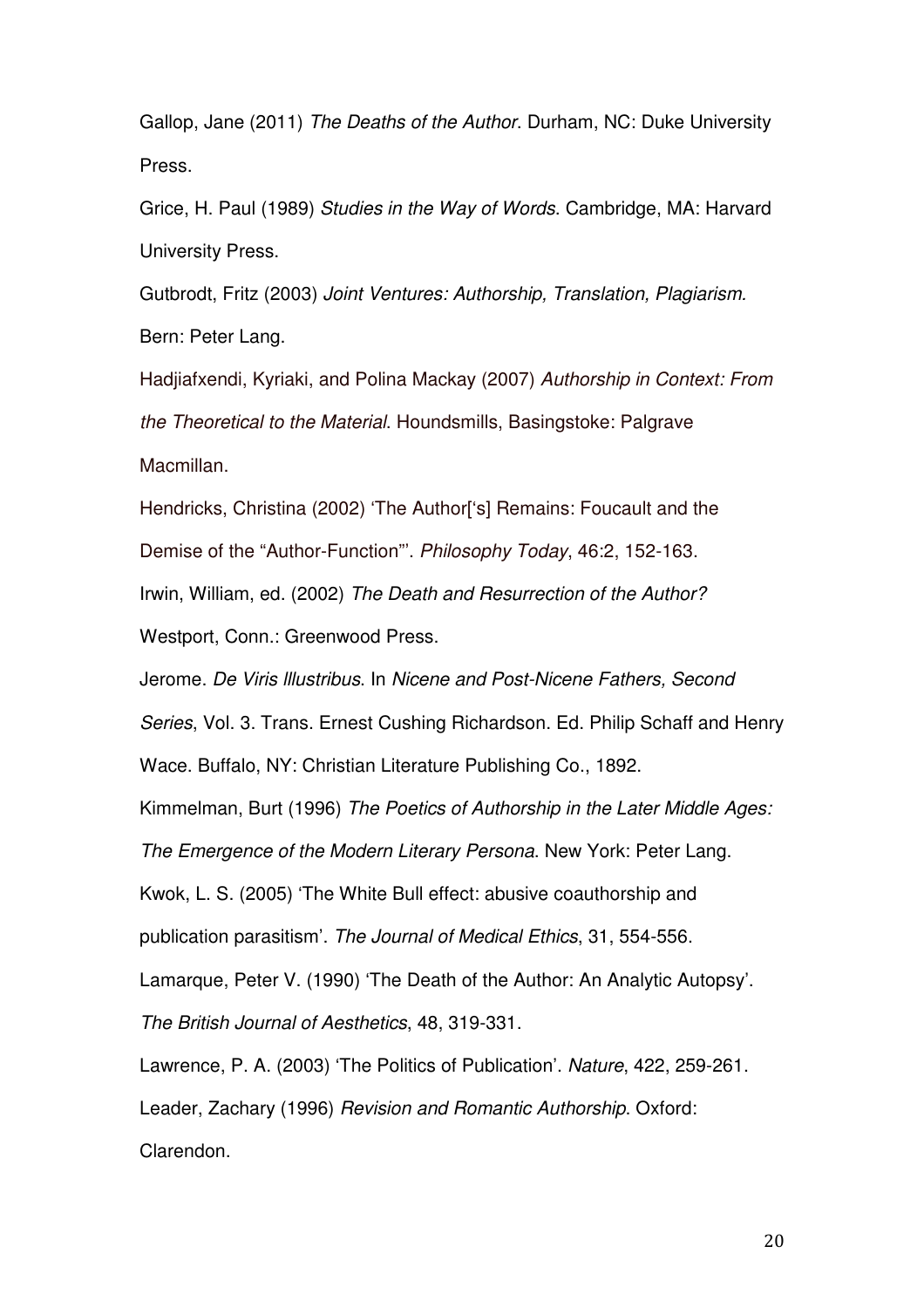Gallop, Jane (2011) *The Deaths of the Author*. Durham, NC: Duke University Press.

Grice, H. Paul (1989) *Studies in the Way of Words*. Cambridge, MA: Harvard University Press.

Gutbrodt, Fritz (2003) *Joint Ventures: Authorship, Translation, Plagiarism.* Bern: Peter Lang.

Hadjiafxendi, Kyriaki, and Polina Mackay (2007) *Authorship in Context: From the Theoretical to the Material*. Houndsmills, Basingstoke: Palgrave Macmillan.

Hendricks, Christina (2002) 'The Author['s] Remains: Foucault and the Demise of the "Author-Function"'. *Philosophy Today*, 46:2, 152-163.

Irwin, William, ed. (2002) *The Death and Resurrection of the Author?* Westport, Conn.: Greenwood Press.

Jerome. *De Viris Illustribus*. In *Nicene and Post-Nicene Fathers, Second Series*, Vol. 3. Trans. Ernest Cushing Richardson. Ed. Philip Schaff and Henry Wace. Buffalo, NY: Christian Literature Publishing Co., 1892.

Kimmelman, Burt (1996) *The Poetics of Authorship in the Later Middle Ages: The Emergence of the Modern Literary Persona*. New York: Peter Lang.

Kwok, L. S. (2005) 'The White Bull effect: abusive coauthorship and publication parasitism'. *The Journal of Medical Ethics*, 31, 554-556.

Lamarque, Peter V. (1990) 'The Death of the Author: An Analytic Autopsy'. *The British Journal of Aesthetics*, 48, 319-331.

Lawrence, P. A. (2003) 'The Politics of Publication'. *Nature*, 422, 259-261.

Leader, Zachary (1996) *Revision and Romantic Authorship*. Oxford: Clarendon.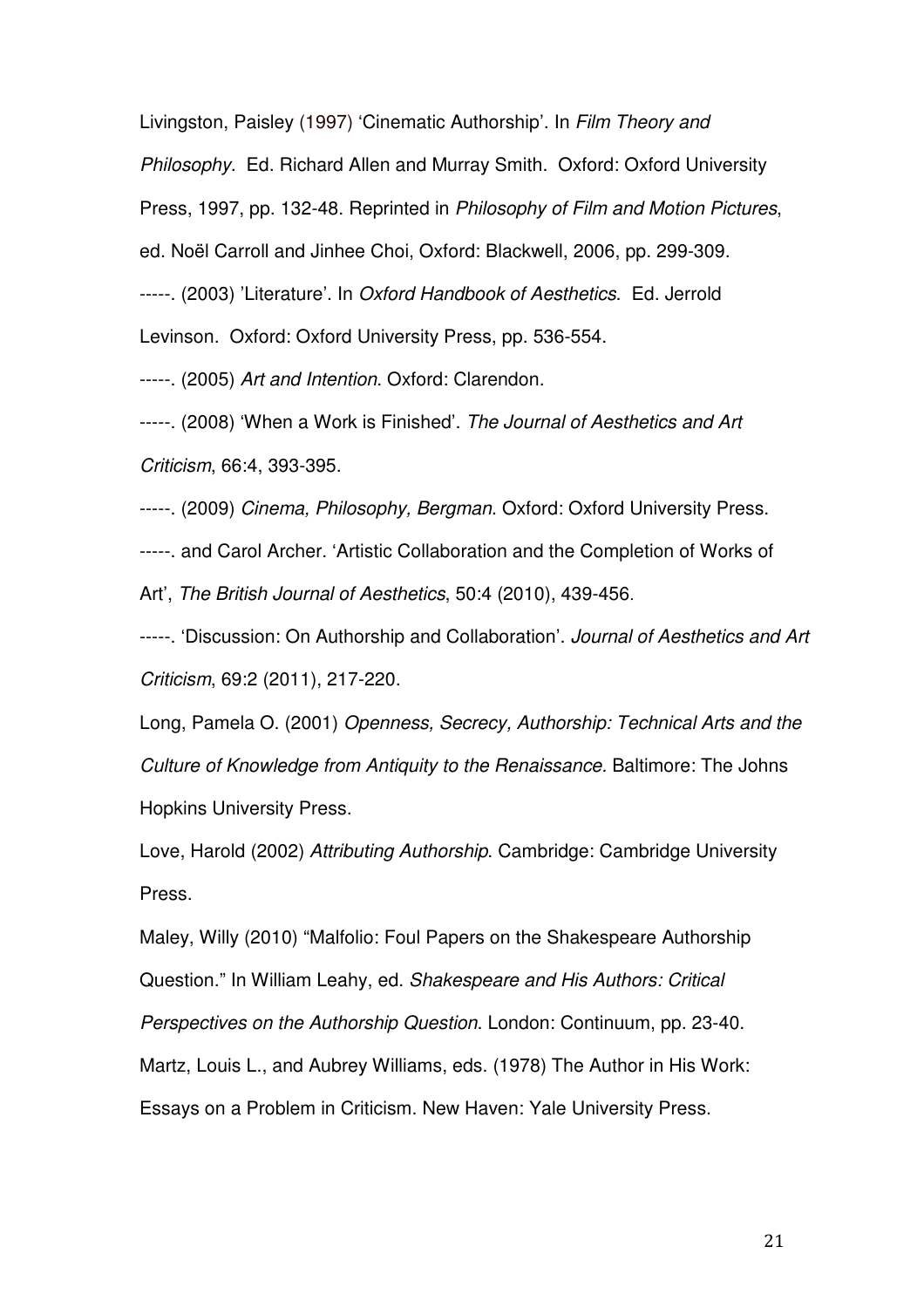Livingston, Paisley (1997) 'Cinematic Authorship'. In *Film Theory and Philosophy*. Ed. Richard Allen and Murray Smith. Oxford: Oxford University Press, 1997, pp. 132-48. Reprinted in *Philosophy of Film and Motion Pictures*, ed. Noël Carroll and Jinhee Choi, Oxford: Blackwell, 2006, pp. 299-309.

-----. (2003) 'Literature'. In *Oxford Handbook of Aesthetics*. Ed. Jerrold Levinson. Oxford: Oxford University Press, pp. 536-554.

-----. (2005) *Art and Intention*. Oxford: Clarendon.

-----. (2008) 'When a Work is Finished'. *The Journal of Aesthetics and Art Criticism*, 66:4, 393-395.

-----. (2009) *Cinema, Philosophy, Bergman*. Oxford: Oxford University Press.

-----. and Carol Archer. 'Artistic Collaboration and the Completion of Works of Art', *The British Journal of Aesthetics*, 50:4 (2010), 439-456.

-----. 'Discussion: On Authorship and Collaboration'. *Journal of Aesthetics and Art Criticism*, 69:2 (2011), 217-220.

Long, Pamela O. (2001) *Openness, Secrecy, Authorship: Technical Arts and the Culture of Knowledge from Antiquity to the Renaissance.* Baltimore: The Johns Hopkins University Press.

Love, Harold (2002) *Attributing Authorship*. Cambridge: Cambridge University Press.

Maley, Willy (2010) "Malfolio: Foul Papers on the Shakespeare Authorship Question." In William Leahy, ed. *Shakespeare and His Authors: Critical Perspectives on the Authorship Question*. London: Continuum, pp. 23-40.

Martz, Louis L., and Aubrey Williams, eds. (1978) The Author in His Work: Essays on a Problem in Criticism. New Haven: Yale University Press.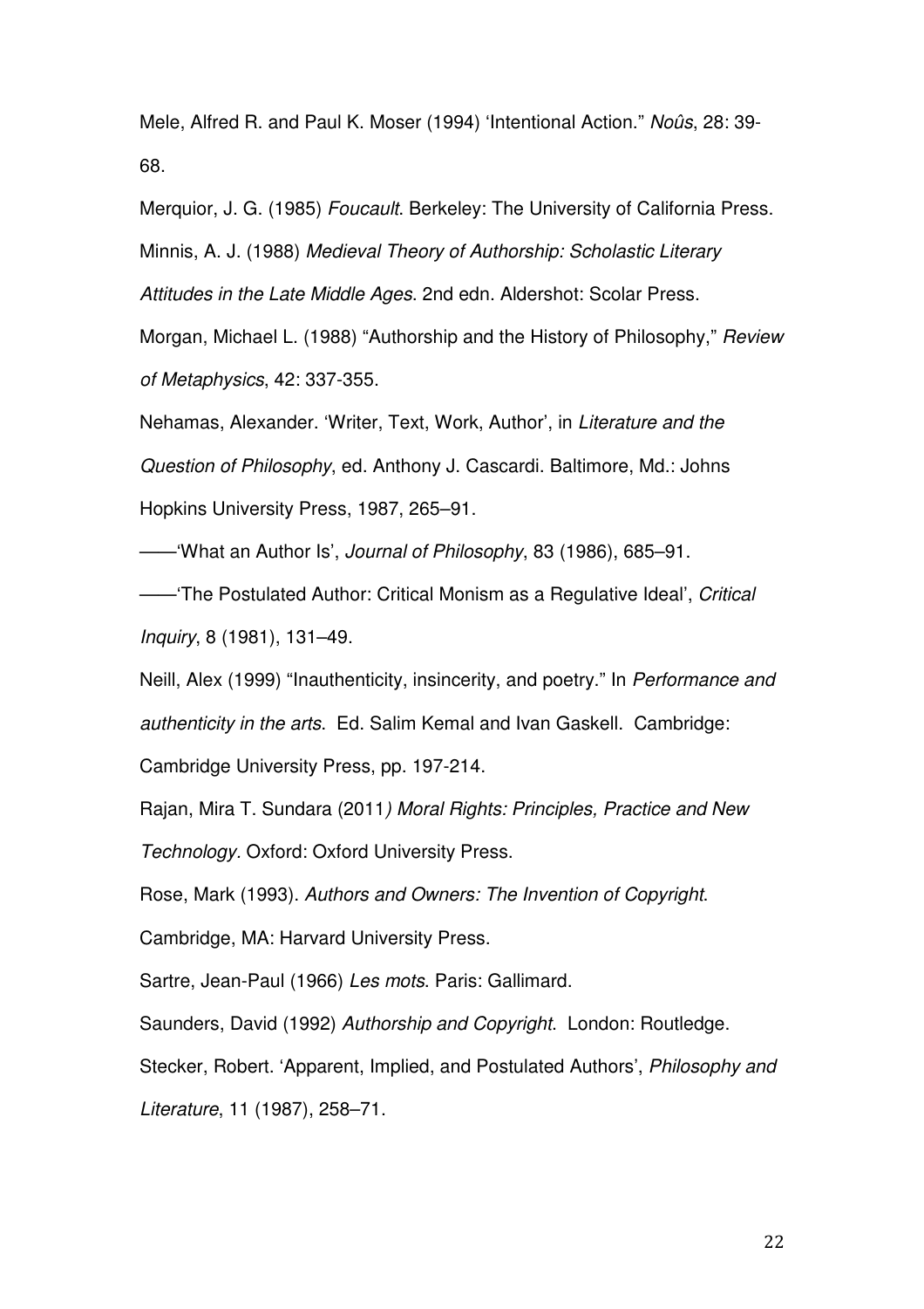Mele, Alfred R. and Paul K. Moser (1994) 'Intentional Action." *Noûs*, 28: 39-68.

Merquior, J. G. (1985) *Foucault*. Berkeley: The University of California Press.

Minnis, A. J. (1988) *Medieval Theory of Authorship: Scholastic Literary Attitudes in the Late Middle Ages*. 2nd edn. Aldershot: Scolar Press.

Morgan, Michael L. (1988) "Authorship and the History of Philosophy," *Review of Metaphysics*, 42: 337-355.

Nehamas, Alexander. 'Writer, Text, Work, Author', in *Literature and the Question of Philosophy*, ed. Anthony J. Cascardi. Baltimore, Md.: Johns Hopkins University Press, 1987, 265–91.

——'What an Author Is', *Journal of Philosophy*, 83 (1986), 685–91.

——'The Postulated Author: Critical Monism as a Regulative Ideal', *Critical Inquiry*, 8 (1981), 131–49.

Neill, Alex (1999) "Inauthenticity, insincerity, and poetry." In *Performance and authenticity in the arts*. Ed. Salim Kemal and Ivan Gaskell. Cambridge: Cambridge University Press, pp. 197-214.

Rajan, Mira T. Sundara (2011*) Moral Rights: Principles, Practice and New Technology.* Oxford: Oxford University Press.

Rose, Mark (1993). *Authors and Owners: The Invention of Copyright*. Cambridge, MA: Harvard University Press.

Sartre, Jean-Paul (1966) *Les mots*. Paris: Gallimard.

Saunders, David (1992) *Authorship and Copyright*. London: Routledge.

Stecker, Robert. 'Apparent, Implied, and Postulated Authors', *Philosophy and Literature*, 11 (1987), 258–71.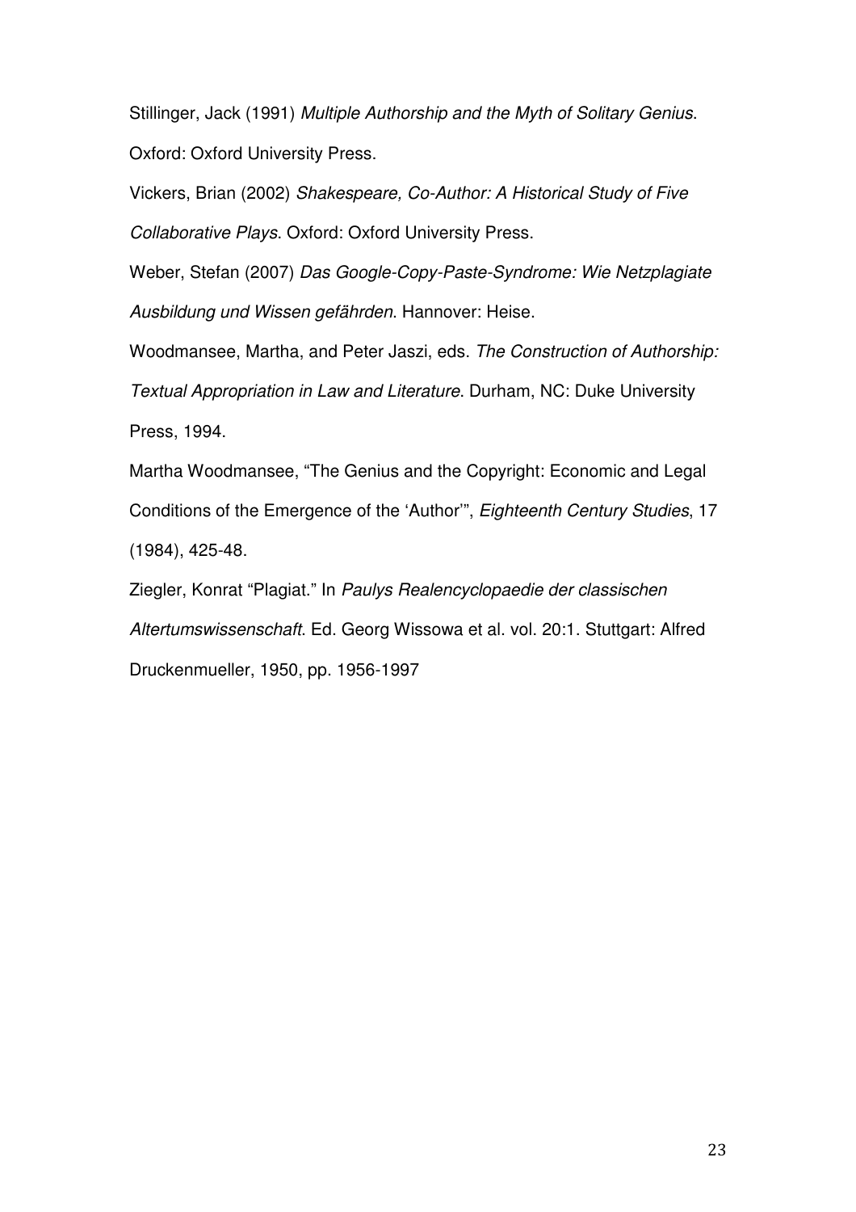Stillinger, Jack (1991) *Multiple Authorship and the Myth of Solitary Genius*. Oxford: Oxford University Press.

Vickers, Brian (2002) *Shakespeare, Co-Author: A Historical Study of Five Collaborative Plays*. Oxford: Oxford University Press.

Weber, Stefan (2007) *Das Google-Copy-Paste-Syndrome: Wie Netzplagiate Ausbildung und Wissen gefährden*. Hannover: Heise.

Woodmansee, Martha, and Peter Jaszi, eds. *The Construction of Authorship: Textual Appropriation in Law and Literature*. Durham, NC: Duke University Press, 1994.

Martha Woodmansee, "The Genius and the Copyright: Economic and Legal Conditions of the Emergence of the 'Author'", *Eighteenth Century Studies*, 17 (1984), 425-48.

Ziegler, Konrat "Plagiat." In *Paulys Realencyclopaedie der classischen Altertumswissenschaft*. Ed. Georg Wissowa et al. vol. 20:1. Stuttgart: Alfred Druckenmueller, 1950, pp. 1956-1997